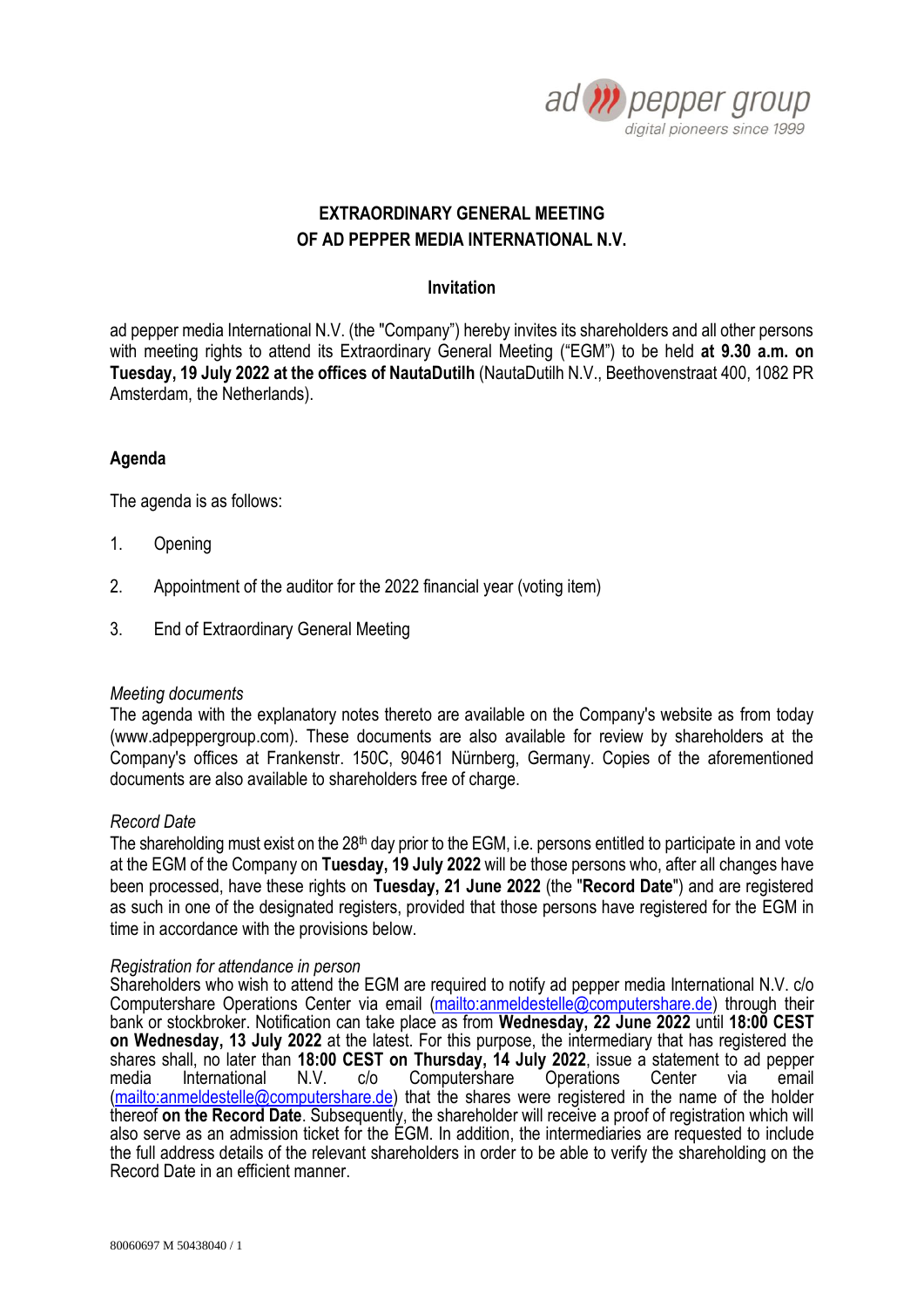# EXTRAORDINARY GENERAL MEETING OF AD PEPPER MEDIA INTERNATIONAL N.V.

## Invitation

ad pepper media International N.V. (the "Company") hereby invites its shareholders and all other persons with meeting rights to attend its Extraordinary General Meeting ("EGM") to be held **at 9.30 a.m. on Tuesday, 19 July 2022 at the offices of NautaDutilh** (NautaDutilh N.V., Beethovenstraat 400, 1082 PR Amsterdam, the Netherlands).

## Agenda

The agenda is as follows:

1. Opening
2. Appointment of the auditor for the 2022 financial year (voting item)
3. End of Extraordinary General Meeting

*Meeting documents*

The agenda with the explanatory notes thereto are available on the Company's website as from today (www.adpeppergroup.com). These documents are also available for review by shareholders at the Company's offices at Frankenstr. 150C, 90461 Nürnberg, Germany. Copies of the aforementioned documents are also available to shareholders free of charge.

*Record Date*

The shareholding must exist on the 28th day prior to the EGM, i.e. persons entitled to participate in and vote at the EGM of the Company on **Tuesday, 19 July 2022** will be those persons who, after all changes have been processed, have these rights on **Tuesday, 21 June 2022** (the "**Record Date**") and are registered as such in one of the designated registers, provided that those persons have registered for the EGM in time in accordance with the provisions below.

*Registration for attendance in person*

Shareholders who wish to attend the EGM are required to notify ad pepper media International N.V. c/o Computershare Operations Center via email (mailto:anmeldestelle@computershare.de) through their bank or stockbroker. Notification can take place as from **Wednesday, 22 June 2022** until **18:00 CEST on Wednesday, 13 July 2022** at the latest. For this purpose, the intermediary that has registered the shares shall, no later than **18:00 CEST on Thursday, 14 July 2022**, issue a statement to ad pepper media International N.V. c/o Computershare Operations Center via email (mailto:anmeldestelle@computershare.de) that the shares were registered in the name of the holder thereof **on the Record Date**. Subsequently, the shareholder will receive a proof of registration which will also serve as an admission ticket for the EGM. In addition, the intermediaries are requested to include the full address details of the relevant shareholders in order to be able to verify the shareholding on the Record Date in an efficient manner.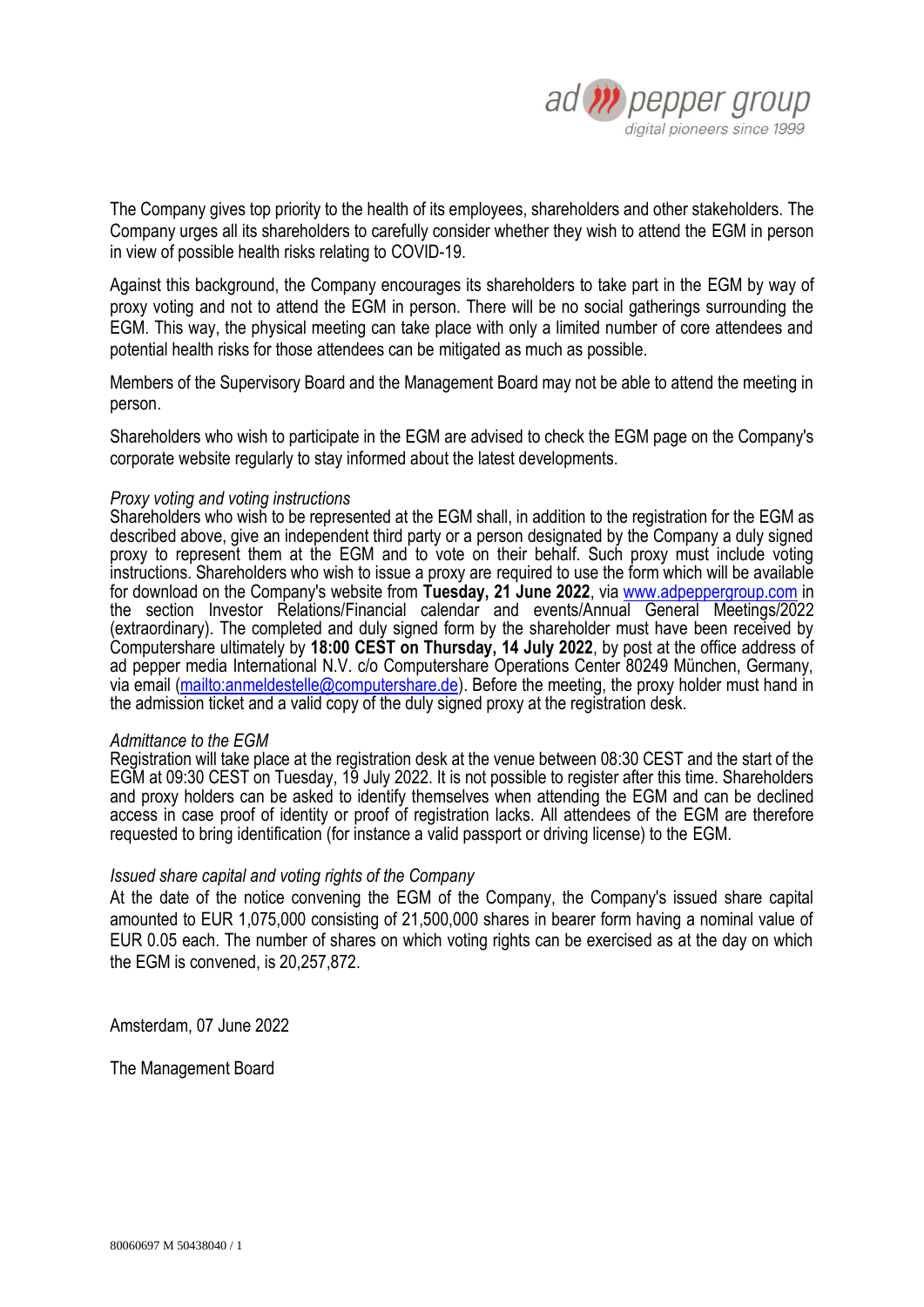The Company gives top priority to the health of its employees, shareholders and other stakeholders. The Company urges all its shareholders to carefully consider whether they wish to attend the EGM in person in view of possible health risks relating to COVID-19.

Against this background, the Company encourages its shareholders to take part in the EGM by way of proxy voting and not to attend the EGM in person. There will be no social gatherings surrounding the EGM. This way, the physical meeting can take place with only a limited number of core attendees and potential health risks for those attendees can be mitigated as much as possible.

Members of the Supervisory Board and the Management Board may not be able to attend the meeting in person.

Shareholders who wish to participate in the EGM are advised to check the EGM page on the Company's corporate website regularly to stay informed about the latest developments.

*Proxy voting and voting instructions*
Shareholders who wish to be represented at the EGM shall, in addition to the registration for the EGM as described above, give an independent third party or a person designated by the Company a duly signed proxy to represent them at the EGM and to vote on their behalf. Such proxy must include voting instructions. Shareholders who wish to issue a proxy are required to use the form which will be available for download on the Company's website from **Tuesday, 21 June 2022**, via [www.adpeppergroup.com](http://www.adpeppergroup.com) in the section Investor Relations/Financial calendar and events/Annual General Meetings/2022 (extraordinary). The completed and duly signed form by the shareholder must have been received by Computershare ultimately by **18:00 CEST on Thursday, 14 July 2022**, by post at the office address of ad pepper media International N.V. c/o Computershare Operations Center 80249 München, Germany, via email ([mailto:anmeldestelle@computershare.de](mailto:anmeldestelle@computershare.de)). Before the meeting, the proxy holder must hand in the admission ticket and a valid copy of the duly signed proxy at the registration desk.

*Admittance to the EGM*
Registration will take place at the registration desk at the venue between 08:30 CEST and the start of the EGM at 09:30 CEST on Tuesday, 19 July 2022. It is not possible to register after this time. Shareholders and proxy holders can be asked to identify themselves when attending the EGM and can be declined access in case proof of identity or proof of registration lacks. All attendees of the EGM are therefore requested to bring identification (for instance a valid passport or driving license) to the EGM.

*Issued share capital and voting rights of the Company*
At the date of the notice convening the EGM of the Company, the Company's issued share capital amounted to EUR 1,075,000 consisting of 21,500,000 shares in bearer form having a nominal value of EUR 0.05 each. The number of shares on which voting rights can be exercised as at the day on which the EGM is convened, is 20,257,872.

Amsterdam, 07 June 2022

The Management Board